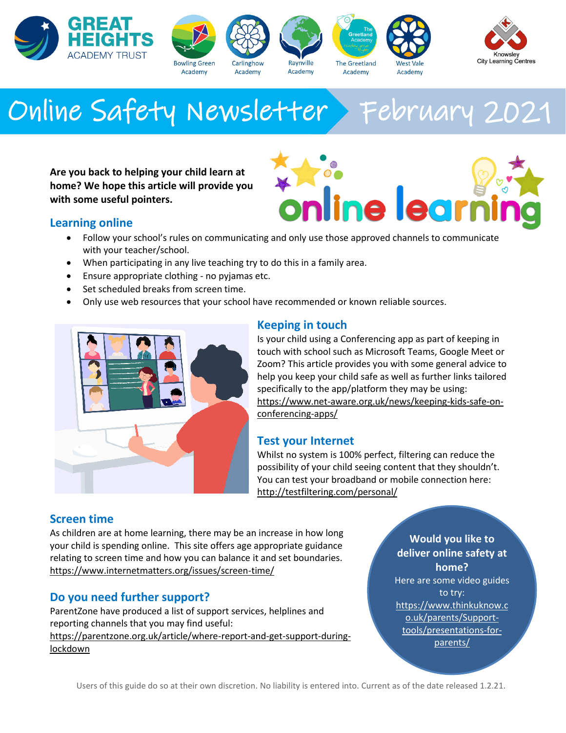GREAT HEIGHTS ACADEMY TRUST

Bowling Green Academy | Carlinghow Academy | Raynville Academy | The Greetland Academy | West Vale Academy | Knowsley City Learning Centres

# Online Safety Newsletter February 2021

**Are you back to helping your child learn at home? We hope this article will provide you with some useful pointers.**

## Learning online

- Follow your school's rules on communicating and only use those approved channels to communicate with your teacher/school.
- When participating in any live teaching try to do this in a family area.
- Ensure appropriate clothing - no pyjamas etc.
- Set scheduled breaks from screen time.
- Only use web resources that your school have recommended or known reliable sources.

## Keeping in touch

Is your child using a Conferencing app as part of keeping in touch with school such as Microsoft Teams, Google Meet or Zoom? This article provides you with some general advice to help you keep your child safe as well as further links tailored specifically to the app/platform they may be using: https://www.net-aware.org.uk/news/keeping-kids-safe-on-conferencing-apps/

## Test your Internet

Whilst no system is 100% perfect, filtering can reduce the possibility of your child seeing content that they shouldn't. You can test your broadband or mobile connection here: http://testfiltering.com/personal/

## Screen time

As children are at home learning, there may be an increase in how long your child is spending online. This site offers age appropriate guidance relating to screen time and how you can balance it and set boundaries. https://www.internetmatters.org/issues/screen-time/

## Do you need further support?

ParentZone have produced a list of support services, helplines and reporting channels that you may find useful: https://parentzone.org.uk/article/where-report-and-get-support-during-lockdown

**Would you like to deliver online safety at home?**

Here are some video guides to try: https://www.thinkuknow.co.uk/parents/Support-tools/presentations-for-parents/

Users of this guide do so at their own discretion. No liability is entered into. Current as of the date released 1.2.21.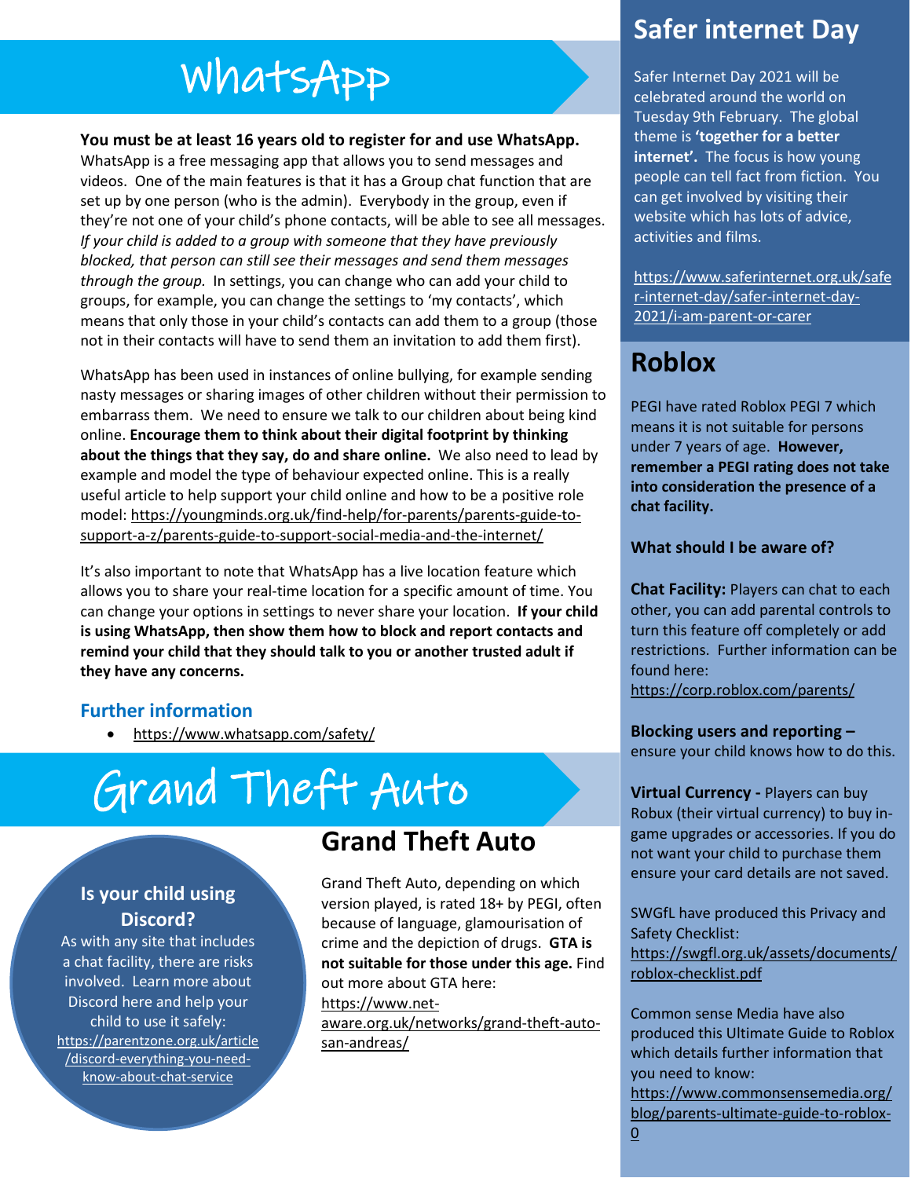# WhatsApp

**You must be at least 16 years old to register for and use WhatsApp.** WhatsApp is a free messaging app that allows you to send messages and videos. One of the main features is that it has a Group chat function that are set up by one person (who is the admin). Everybody in the group, even if they're not one of your child's phone contacts, will be able to see all messages. *If your child is added to a group with someone that they have previously blocked, that person can still see their messages and send them messages through the group.* In settings, you can change who can add your child to groups, for example, you can change the settings to 'my contacts', which means that only those in your child's contacts can add them to a group (those not in their contacts will have to send them an invitation to add them first).

WhatsApp has been used in instances of online bullying, for example sending nasty messages or sharing images of other children without their permission to embarrass them. We need to ensure we talk to our children about being kind online. **Encourage them to think about their digital footprint by thinking about the things that they say, do and share online.** We also need to lead by example and model the type of behaviour expected online. This is a really useful article to help support your child online and how to be a positive role model: https://youngminds.org.uk/find-help/for-parents/parents-guide-to-support-a-z/parents-guide-to-support-social-media-and-the-internet/

It's also important to note that WhatsApp has a live location feature which allows you to share your real-time location for a specific amount of time. You can change your options in settings to never share your location. **If your child is using WhatsApp, then show them how to block and report contacts and remind your child that they should talk to you or another trusted adult if they have any concerns.**

### Further information

- https://www.whatsapp.com/safety/

# Grand Theft Auto

## Grand Theft Auto

Grand Theft Auto, depending on which version played, is rated 18+ by PEGI, often because of language, glamourisation of crime and the depiction of drugs. **GTA is not suitable for those under this age.** Find out more about GTA here: https://www.net-aware.org.uk/networks/grand-theft-auto-san-andreas/

### Is your child using Discord?

As with any site that includes a chat facility, there are risks involved. Learn more about Discord here and help your child to use it safely: https://parentzone.org.uk/article/discord-everything-you-need-know-about-chat-service

## Safer internet Day

Safer Internet Day 2021 will be celebrated around the world on Tuesday 9th February. The global theme is **'together for a better internet'.** The focus is how young people can tell fact from fiction. You can get involved by visiting their website which has lots of advice, activities and films.

https://www.saferinternet.org.uk/safer-internet-day/safer-internet-day-2021/i-am-parent-or-carer

## Roblox

PEGI have rated Roblox PEGI 7 which means it is not suitable for persons under 7 years of age. **However, remember a PEGI rating does not take into consideration the presence of a chat facility.**

**What should I be aware of?**

**Chat Facility:** Players can chat to each other, you can add parental controls to turn this feature off completely or add restrictions. Further information can be found here: https://corp.roblox.com/parents/

**Blocking users and reporting –** ensure your child knows how to do this.

**Virtual Currency -** Players can buy Robux (their virtual currency) to buy in-game upgrades or accessories. If you do not want your child to purchase them ensure your card details are not saved.

SWGfL have produced this Privacy and Safety Checklist: https://swgfl.org.uk/assets/documents/roblox-checklist.pdf

Common sense Media have also produced this Ultimate Guide to Roblox which details further information that you need to know: https://www.commonsensemedia.org/blog/parents-ultimate-guide-to-roblox-0